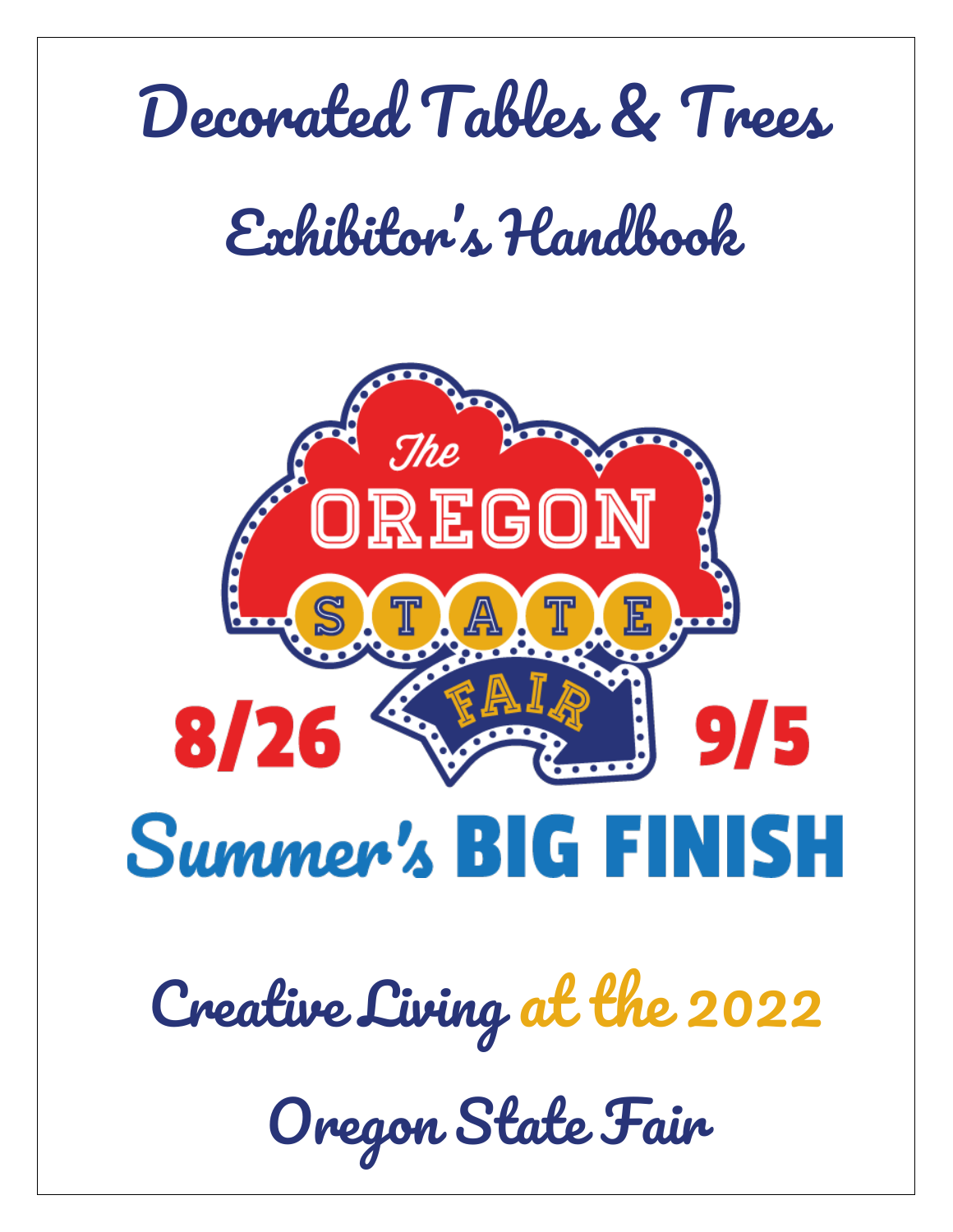# Decorated Tables & Trees

# Exhibitor's Handbook

The OREGON STATE FAIR

8/26 – 9/5

Summer's BIG FINISH

## Creative Living at the 2022

## Oregon State Fair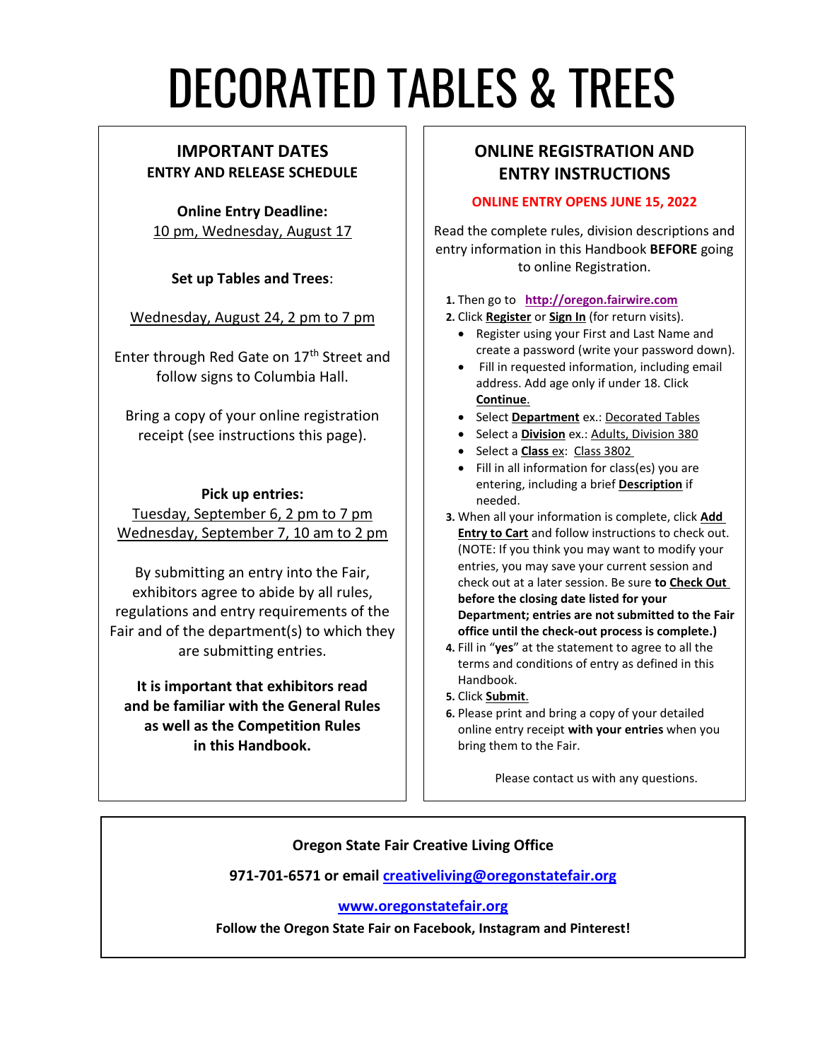# DECORATED TABLES & TREES

## IMPORTANT DATES

**ENTRY AND RELEASE SCHEDULE**

**Online Entry Deadline:**
10 pm, Wednesday, August 17

**Set up Tables and Trees**:

Wednesday, August 24, 2 pm to 7 pm

Enter through Red Gate on 17th Street and follow signs to Columbia Hall.

Bring a copy of your online registration receipt (see instructions this page).

**Pick up entries:**
Tuesday, September 6, 2 pm to 7 pm
Wednesday, September 7, 10 am to 2 pm

By submitting an entry into the Fair, exhibitors agree to abide by all rules, regulations and entry requirements of the Fair and of the department(s) to which they are submitting entries.

**It is important that exhibitors read and be familiar with the General Rules as well as the Competition Rules in this Handbook.**

## ONLINE REGISTRATION AND ENTRY INSTRUCTIONS

**ONLINE ENTRY OPENS JUNE 15, 2022**

Read the complete rules, division descriptions and entry information in this Handbook **BEFORE** going to online Registration.

1. Then go to **http://oregon.fairwire.com**
2. Click **Register** or **Sign In** (for return visits).
   - Register using your First and Last Name and create a password (write your password down).
   - Fill in requested information, including email address. Add age only if under 18. Click **Continue**.
   - Select **Department** ex.: Decorated Tables
   - Select a **Division** ex.: Adults, Division 380
   - Select a **Class** ex: Class 3802
   - Fill in all information for class(es) you are entering, including a brief **Description** if needed.
3. When all your information is complete, click **Add Entry to Cart** and follow instructions to check out. (NOTE: If you think you may want to modify your entries, you may save your current session and check out at a later session. Be sure **to Check Out before the closing date listed for your Department; entries are not submitted to the Fair office until the check-out process is complete.)**
4. Fill in "**yes**" at the statement to agree to all the terms and conditions of entry as defined in this Handbook.
5. Click **Submit**.
6. Please print and bring a copy of your detailed online entry receipt **with your entries** when you bring them to the Fair.

Please contact us with any questions.

**Oregon State Fair Creative Living Office**

**971-701-6571 or email creativeliving@oregonstatefair.org**

**www.oregonstatefair.org**

**Follow the Oregon State Fair on Facebook, Instagram and Pinterest!**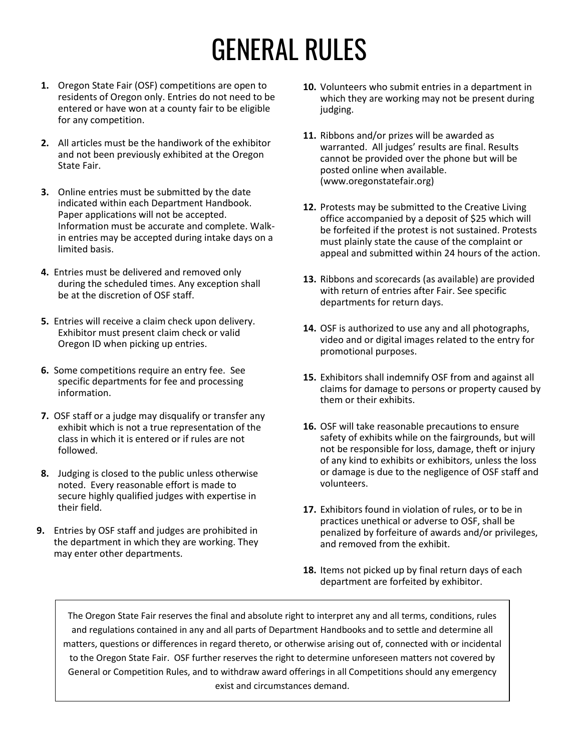# GENERAL RULES

1. Oregon State Fair (OSF) competitions are open to residents of Oregon only. Entries do not need to be entered or have won at a county fair to be eligible for any competition.

2. All articles must be the handiwork of the exhibitor and not been previously exhibited at the Oregon State Fair.

3. Online entries must be submitted by the date indicated within each Department Handbook. Paper applications will not be accepted. Information must be accurate and complete. Walk-in entries may be accepted during intake days on a limited basis.

4. Entries must be delivered and removed only during the scheduled times. Any exception shall be at the discretion of OSF staff.

5. Entries will receive a claim check upon delivery. Exhibitor must present claim check or valid Oregon ID when picking up entries.

6. Some competitions require an entry fee. See specific departments for fee and processing information.

7. OSF staff or a judge may disqualify or transfer any exhibit which is not a true representation of the class in which it is entered or if rules are not followed.

8. Judging is closed to the public unless otherwise noted. Every reasonable effort is made to secure highly qualified judges with expertise in their field.

9. Entries by OSF staff and judges are prohibited in the department in which they are working. They may enter other departments.

10. Volunteers who submit entries in a department in which they are working may not be present during judging.

11. Ribbons and/or prizes will be awarded as warranted. All judges' results are final. Results cannot be provided over the phone but will be posted online when available. (www.oregonstatefair.org)

12. Protests may be submitted to the Creative Living office accompanied by a deposit of $25 which will be forfeited if the protest is not sustained. Protests must plainly state the cause of the complaint or appeal and submitted within 24 hours of the action.

13. Ribbons and scorecards (as available) are provided with return of entries after Fair. See specific departments for return days.

14. OSF is authorized to use any and all photographs, video and or digital images related to the entry for promotional purposes.

15. Exhibitors shall indemnify OSF from and against all claims for damage to persons or property caused by them or their exhibits.

16. OSF will take reasonable precautions to ensure safety of exhibits while on the fairgrounds, but will not be responsible for loss, damage, theft or injury of any kind to exhibits or exhibitors, unless the loss or damage is due to the negligence of OSF staff and volunteers.

17. Exhibitors found in violation of rules, or to be in practices unethical or adverse to OSF, shall be penalized by forfeiture of awards and/or privileges, and removed from the exhibit.

18. Items not picked up by final return days of each department are forfeited by exhibitor.

The Oregon State Fair reserves the final and absolute right to interpret any and all terms, conditions, rules and regulations contained in any and all parts of Department Handbooks and to settle and determine all matters, questions or differences in regard thereto, or otherwise arising out of, connected with or incidental to the Oregon State Fair. OSF further reserves the right to determine unforeseen matters not covered by General or Competition Rules, and to withdraw award offerings in all Competitions should any emergency exist and circumstances demand.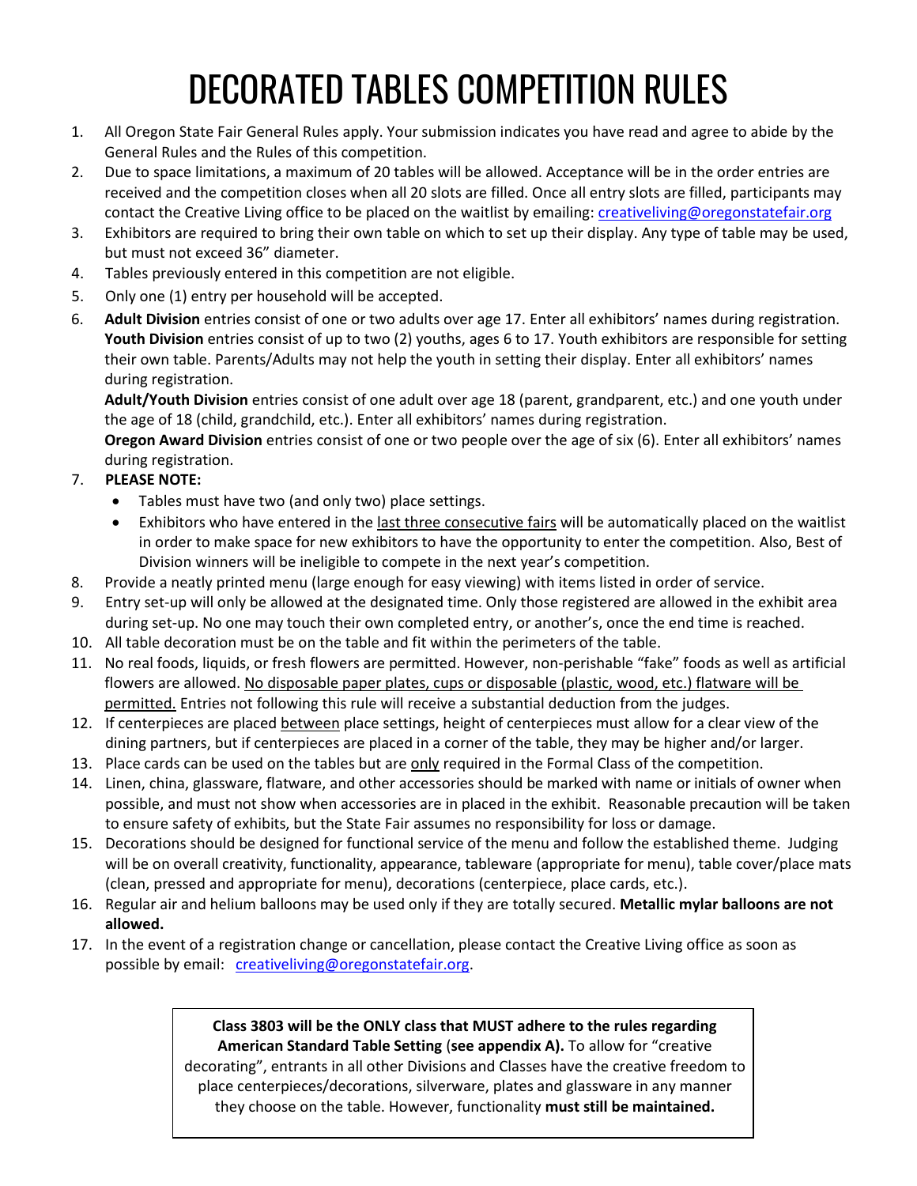# DECORATED TABLES COMPETITION RULES

1. All Oregon State Fair General Rules apply. Your submission indicates you have read and agree to abide by the General Rules and the Rules of this competition.
2. Due to space limitations, a maximum of 20 tables will be allowed. Acceptance will be in the order entries are received and the competition closes when all 20 slots are filled. Once all entry slots are filled, participants may contact the Creative Living office to be placed on the waitlist by emailing: creativeliving@oregonstatefair.org
3. Exhibitors are required to bring their own table on which to set up their display. Any type of table may be used, but must not exceed 36" diameter.
4. Tables previously entered in this competition are not eligible.
5. Only one (1) entry per household will be accepted.
6. **Adult Division** entries consist of one or two adults over age 17. Enter all exhibitors' names during registration. **Youth Division** entries consist of up to two (2) youths, ages 6 to 17. Youth exhibitors are responsible for setting their own table. Parents/Adults may not help the youth in setting their display. Enter all exhibitors' names during registration.
   **Adult/Youth Division** entries consist of one adult over age 18 (parent, grandparent, etc.) and one youth under the age of 18 (child, grandchild, etc.). Enter all exhibitors' names during registration.
   **Oregon Award Division** entries consist of one or two people over the age of six (6). Enter all exhibitors' names during registration.
7. **PLEASE NOTE:**
   - Tables must have two (and only two) place settings.
   - Exhibitors who have entered in the last three consecutive fairs will be automatically placed on the waitlist in order to make space for new exhibitors to have the opportunity to enter the competition. Also, Best of Division winners will be ineligible to compete in the next year's competition.
8. Provide a neatly printed menu (large enough for easy viewing) with items listed in order of service.
9. Entry set-up will only be allowed at the designated time. Only those registered are allowed in the exhibit area during set-up. No one may touch their own completed entry, or another's, once the end time is reached.
10. All table decoration must be on the table and fit within the perimeters of the table.
11. No real foods, liquids, or fresh flowers are permitted. However, non-perishable "fake" foods as well as artificial flowers are allowed. No disposable paper plates, cups or disposable (plastic, wood, etc.) flatware will be permitted. Entries not following this rule will receive a substantial deduction from the judges.
12. If centerpieces are placed between place settings, height of centerpieces must allow for a clear view of the dining partners, but if centerpieces are placed in a corner of the table, they may be higher and/or larger.
13. Place cards can be used on the tables but are only required in the Formal Class of the competition.
14. Linen, china, glassware, flatware, and other accessories should be marked with name or initials of owner when possible, and must not show when accessories are in placed in the exhibit. Reasonable precaution will be taken to ensure safety of exhibits, but the State Fair assumes no responsibility for loss or damage.
15. Decorations should be designed for functional service of the menu and follow the established theme. Judging will be on overall creativity, functionality, appearance, tableware (appropriate for menu), table cover/place mats (clean, pressed and appropriate for menu), decorations (centerpiece, place cards, etc.).
16. Regular air and helium balloons may be used only if they are totally secured. **Metallic mylar balloons are not allowed.**
17. In the event of a registration change or cancellation, please contact the Creative Living office as soon as possible by email: creativeliving@oregonstatefair.org.

**Class 3803 will be the ONLY class that MUST adhere to the rules regarding American Standard Table Setting** (**see appendix A).** To allow for "creative decorating", entrants in all other Divisions and Classes have the creative freedom to place centerpieces/decorations, silverware, plates and glassware in any manner they choose on the table. However, functionality **must still be maintained.**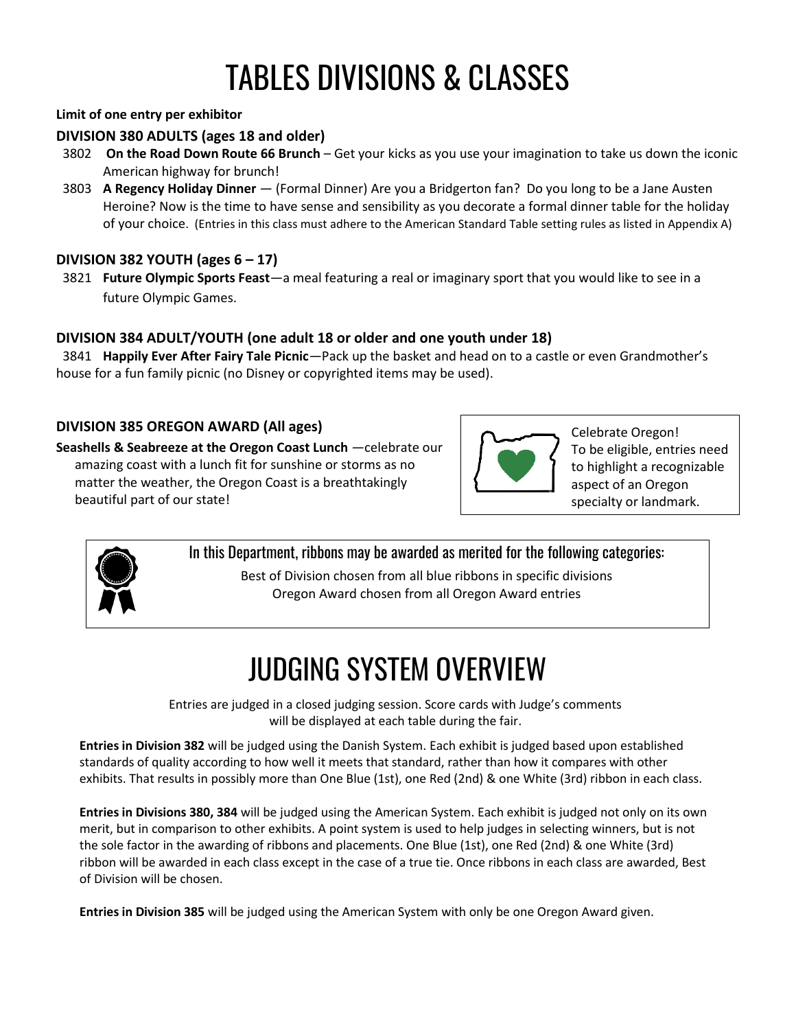# TABLES DIVISIONS & CLASSES

**Limit of one entry per exhibitor**

### DIVISION 380 ADULTS (ages 18 and older)

3802 **On the Road Down Route 66 Brunch** – Get your kicks as you use your imagination to take us down the iconic American highway for brunch!

3803 **A Regency Holiday Dinner** — (Formal Dinner) Are you a Bridgerton fan? Do you long to be a Jane Austen Heroine? Now is the time to have sense and sensibility as you decorate a formal dinner table for the holiday of your choice. (Entries in this class must adhere to the American Standard Table setting rules as listed in Appendix A)

### DIVISION 382 YOUTH (ages 6 – 17)

3821 **Future Olympic Sports Feast**—a meal featuring a real or imaginary sport that you would like to see in a future Olympic Games.

### DIVISION 384 ADULT/YOUTH (one adult 18 or older and one youth under 18)

3841 **Happily Ever After Fairy Tale Picnic**—Pack up the basket and head on to a castle or even Grandmother's house for a fun family picnic (no Disney or copyrighted items may be used).

### DIVISION 385 OREGON AWARD (All ages)

**Seashells & Seabreeze at the Oregon Coast Lunch** —celebrate our amazing coast with a lunch fit for sunshine or storms as no matter the weather, the Oregon Coast is a breathtakingly beautiful part of our state!

Celebrate Oregon! To be eligible, entries need to highlight a recognizable aspect of an Oregon specialty or landmark.

In this Department, ribbons may be awarded as merited for the following categories:

Best of Division chosen from all blue ribbons in specific divisions
Oregon Award chosen from all Oregon Award entries

# JUDGING SYSTEM OVERVIEW

Entries are judged in a closed judging session. Score cards with Judge's comments will be displayed at each table during the fair.

**Entries in Division 382** will be judged using the Danish System. Each exhibit is judged based upon established standards of quality according to how well it meets that standard, rather than how it compares with other exhibits. That results in possibly more than One Blue (1st), one Red (2nd) & one White (3rd) ribbon in each class.

**Entries in Divisions 380, 384** will be judged using the American System. Each exhibit is judged not only on its own merit, but in comparison to other exhibits. A point system is used to help judges in selecting winners, but is not the sole factor in the awarding of ribbons and placements. One Blue (1st), one Red (2nd) & one White (3rd) ribbon will be awarded in each class except in the case of a true tie. Once ribbons in each class are awarded, Best of Division will be chosen.

**Entries in Division 385** will be judged using the American System with only be one Oregon Award given.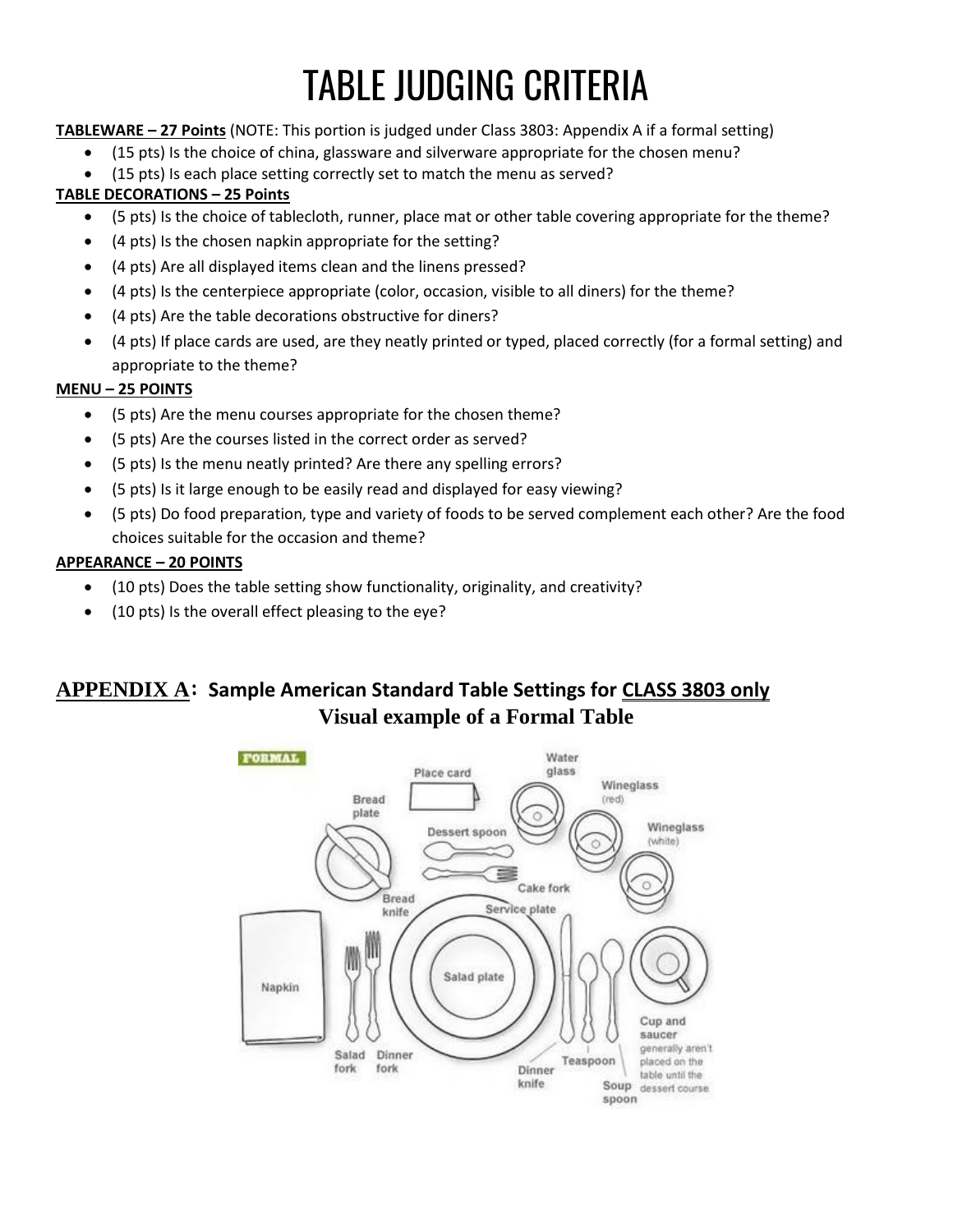# TABLE JUDGING CRITERIA

**TABLEWARE – 27 Points** (NOTE: This portion is judged under Class 3803: Appendix A if a formal setting)

- (15 pts) Is the choice of china, glassware and silverware appropriate for the chosen menu?
- (15 pts) Is each place setting correctly set to match the menu as served?

**TABLE DECORATIONS – 25 Points**

- (5 pts) Is the choice of tablecloth, runner, place mat or other table covering appropriate for the theme?
- (4 pts) Is the chosen napkin appropriate for the setting?
- (4 pts) Are all displayed items clean and the linens pressed?
- (4 pts) Is the centerpiece appropriate (color, occasion, visible to all diners) for the theme?
- (4 pts) Are the table decorations obstructive for diners?
- (4 pts) If place cards are used, are they neatly printed or typed, placed correctly (for a formal setting) and appropriate to the theme?

**MENU – 25 POINTS**

- (5 pts) Are the menu courses appropriate for the chosen theme?
- (5 pts) Are the courses listed in the correct order as served?
- (5 pts) Is the menu neatly printed? Are there any spelling errors?
- (5 pts) Is it large enough to be easily read and displayed for easy viewing?
- (5 pts) Do food preparation, type and variety of foods to be served complement each other? Are the food choices suitable for the occasion and theme?

**APPEARANCE – 20 POINTS**

- (10 pts) Does the table setting show functionality, originality, and creativity?
- (10 pts) Is the overall effect pleasing to the eye?

## APPENDIX A: Sample American Standard Table Settings for CLASS 3803 only

**Visual example of a Formal Table**

FORMAL

Place card, Water glass, Wineglass (red), Wineglass (white), Bread plate, Dessert spoon, Cake fork, Bread knife, Service plate, Salad plate, Napkin, Salad fork, Dinner fork, Dinner knife, Teaspoon, Soup spoon, Cup and saucer generally aren't placed on the table until the dessert course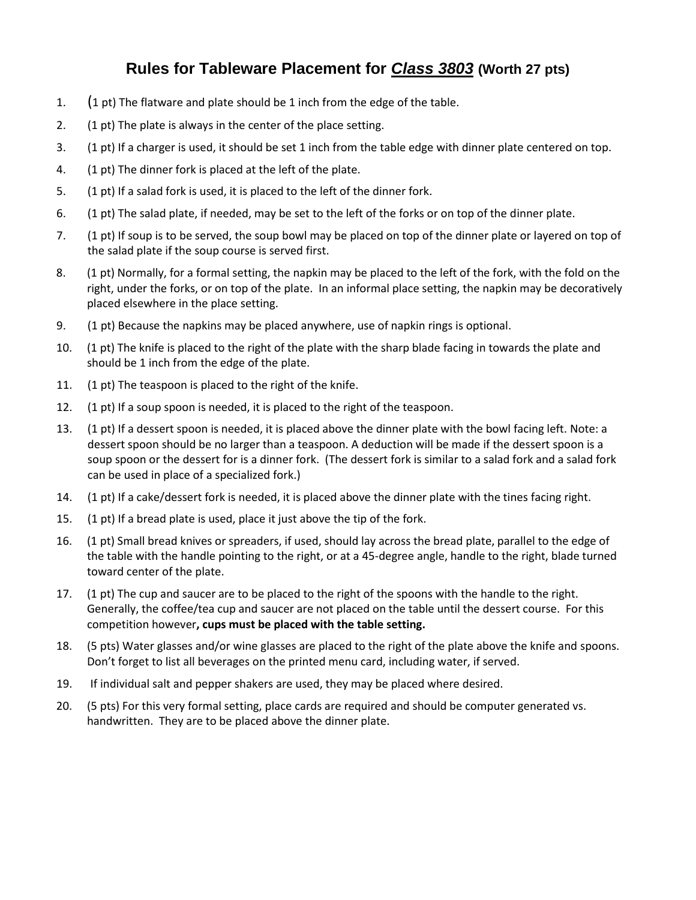# Rules for Tableware Placement for ***Class 3803*** (Worth 27 pts)

1. (1 pt) The flatware and plate should be 1 inch from the edge of the table.
2. (1 pt) The plate is always in the center of the place setting.
3. (1 pt) If a charger is used, it should be set 1 inch from the table edge with dinner plate centered on top.
4. (1 pt) The dinner fork is placed at the left of the plate.
5. (1 pt) If a salad fork is used, it is placed to the left of the dinner fork.
6. (1 pt) The salad plate, if needed, may be set to the left of the forks or on top of the dinner plate.
7. (1 pt) If soup is to be served, the soup bowl may be placed on top of the dinner plate or layered on top of the salad plate if the soup course is served first.
8. (1 pt) Normally, for a formal setting, the napkin may be placed to the left of the fork, with the fold on the right, under the forks, or on top of the plate. In an informal place setting, the napkin may be decoratively placed elsewhere in the place setting.
9. (1 pt) Because the napkins may be placed anywhere, use of napkin rings is optional.
10. (1 pt) The knife is placed to the right of the plate with the sharp blade facing in towards the plate and should be 1 inch from the edge of the plate.
11. (1 pt) The teaspoon is placed to the right of the knife.
12. (1 pt) If a soup spoon is needed, it is placed to the right of the teaspoon.
13. (1 pt) If a dessert spoon is needed, it is placed above the dinner plate with the bowl facing left. Note: a dessert spoon should be no larger than a teaspoon. A deduction will be made if the dessert spoon is a soup spoon or the dessert for is a dinner fork. (The dessert fork is similar to a salad fork and a salad fork can be used in place of a specialized fork.)
14. (1 pt) If a cake/dessert fork is needed, it is placed above the dinner plate with the tines facing right.
15. (1 pt) If a bread plate is used, place it just above the tip of the fork.
16. (1 pt) Small bread knives or spreaders, if used, should lay across the bread plate, parallel to the edge of the table with the handle pointing to the right, or at a 45-degree angle, handle to the right, blade turned toward center of the plate.
17. (1 pt) The cup and saucer are to be placed to the right of the spoons with the handle to the right. Generally, the coffee/tea cup and saucer are not placed on the table until the dessert course. For this competition however**, cups must be placed with the table setting.**
18. (5 pts) Water glasses and/or wine glasses are placed to the right of the plate above the knife and spoons. Don't forget to list all beverages on the printed menu card, including water, if served.
19. If individual salt and pepper shakers are used, they may be placed where desired.
20. (5 pts) For this very formal setting, place cards are required and should be computer generated vs. handwritten. They are to be placed above the dinner plate.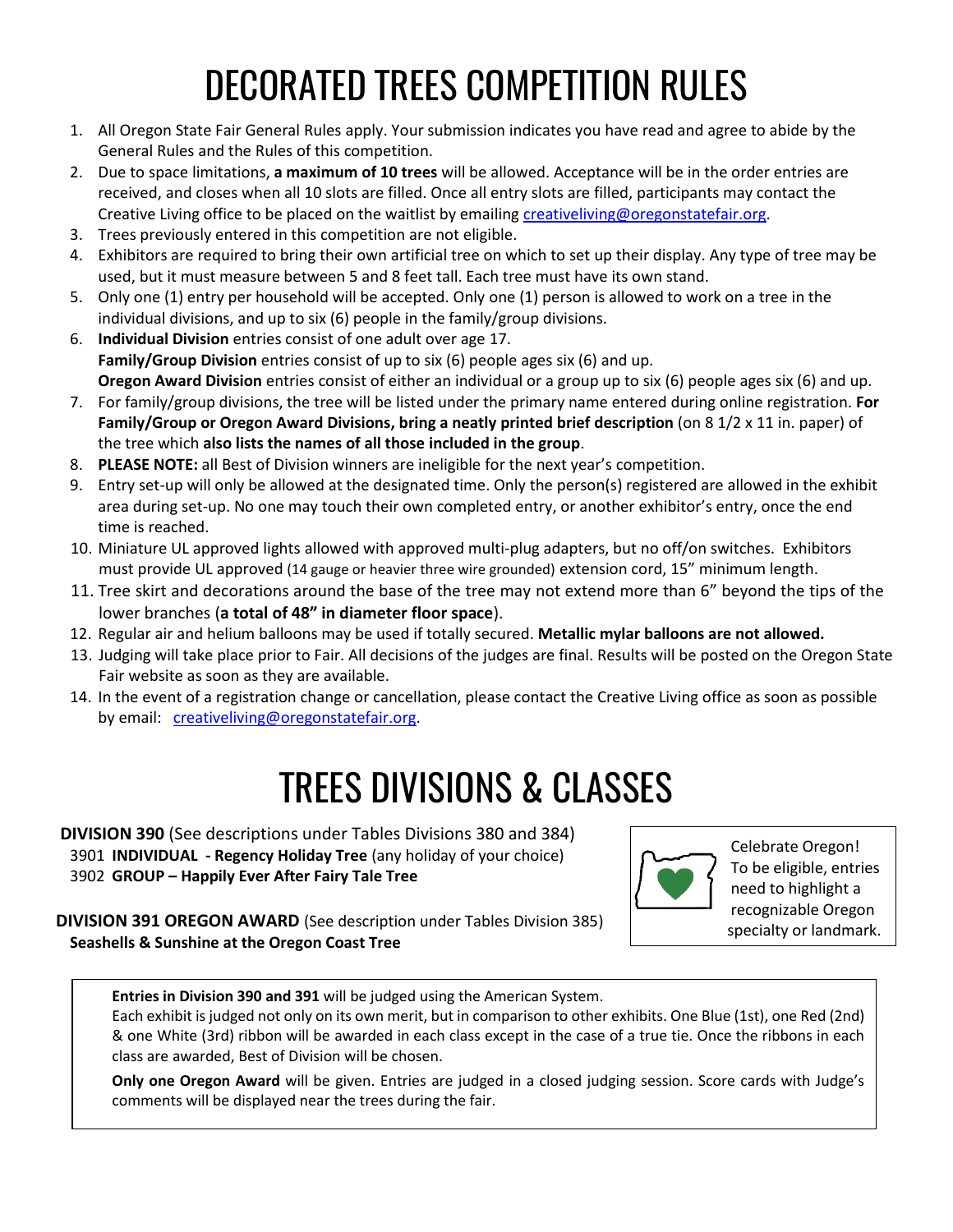# DECORATED TREES COMPETITION RULES

1. All Oregon State Fair General Rules apply. Your submission indicates you have read and agree to abide by the General Rules and the Rules of this competition.
2. Due to space limitations, **a maximum of 10 trees** will be allowed. Acceptance will be in the order entries are received, and closes when all 10 slots are filled. Once all entry slots are filled, participants may contact the Creative Living office to be placed on the waitlist by emailing creativeliving@oregonstatefair.org.
3. Trees previously entered in this competition are not eligible.
4. Exhibitors are required to bring their own artificial tree on which to set up their display. Any type of tree may be used, but it must measure between 5 and 8 feet tall. Each tree must have its own stand.
5. Only one (1) entry per household will be accepted. Only one (1) person is allowed to work on a tree in the individual divisions, and up to six (6) people in the family/group divisions.
6. **Individual Division** entries consist of one adult over age 17.
   **Family/Group Division** entries consist of up to six (6) people ages six (6) and up.
   **Oregon Award Division** entries consist of either an individual or a group up to six (6) people ages six (6) and up.
7. For family/group divisions, the tree will be listed under the primary name entered during online registration. **For Family/Group or Oregon Award Divisions, bring a neatly printed brief description** (on 8 1/2 x 11 in. paper) of the tree which **also lists the names of all those included in the group**.
8. **PLEASE NOTE:** all Best of Division winners are ineligible for the next year's competition.
9. Entry set-up will only be allowed at the designated time. Only the person(s) registered are allowed in the exhibit area during set-up. No one may touch their own completed entry, or another exhibitor's entry, once the end time is reached.
10. Miniature UL approved lights allowed with approved multi-plug adapters, but no off/on switches. Exhibitors must provide UL approved (14 gauge or heavier three wire grounded) extension cord, 15" minimum length.
11. Tree skirt and decorations around the base of the tree may not extend more than 6" beyond the tips of the lower branches (**a total of 48" in diameter floor space**).
12. Regular air and helium balloons may be used if totally secured. **Metallic mylar balloons are not allowed.**
13. Judging will take place prior to Fair. All decisions of the judges are final. Results will be posted on the Oregon State Fair website as soon as they are available.
14. In the event of a registration change or cancellation, please contact the Creative Living office as soon as possible by email: creativeliving@oregonstatefair.org.

# TREES DIVISIONS & CLASSES

**DIVISION 390** (See descriptions under Tables Divisions 380 and 384)
3901 **INDIVIDUAL - Regency Holiday Tree** (any holiday of your choice)
3902 **GROUP – Happily Ever After Fairy Tale Tree**

**DIVISION 391 OREGON AWARD** (See description under Tables Division 385)
**Seashells & Sunshine at the Oregon Coast Tree**

Celebrate Oregon! To be eligible, entries need to highlight a recognizable Oregon specialty or landmark.

**Entries in Division 390 and 391** will be judged using the American System.
Each exhibit is judged not only on its own merit, but in comparison to other exhibits. One Blue (1st), one Red (2nd) & one White (3rd) ribbon will be awarded in each class except in the case of a true tie. Once the ribbons in each class are awarded, Best of Division will be chosen.

**Only one Oregon Award** will be given. Entries are judged in a closed judging session. Score cards with Judge's comments will be displayed near the trees during the fair.